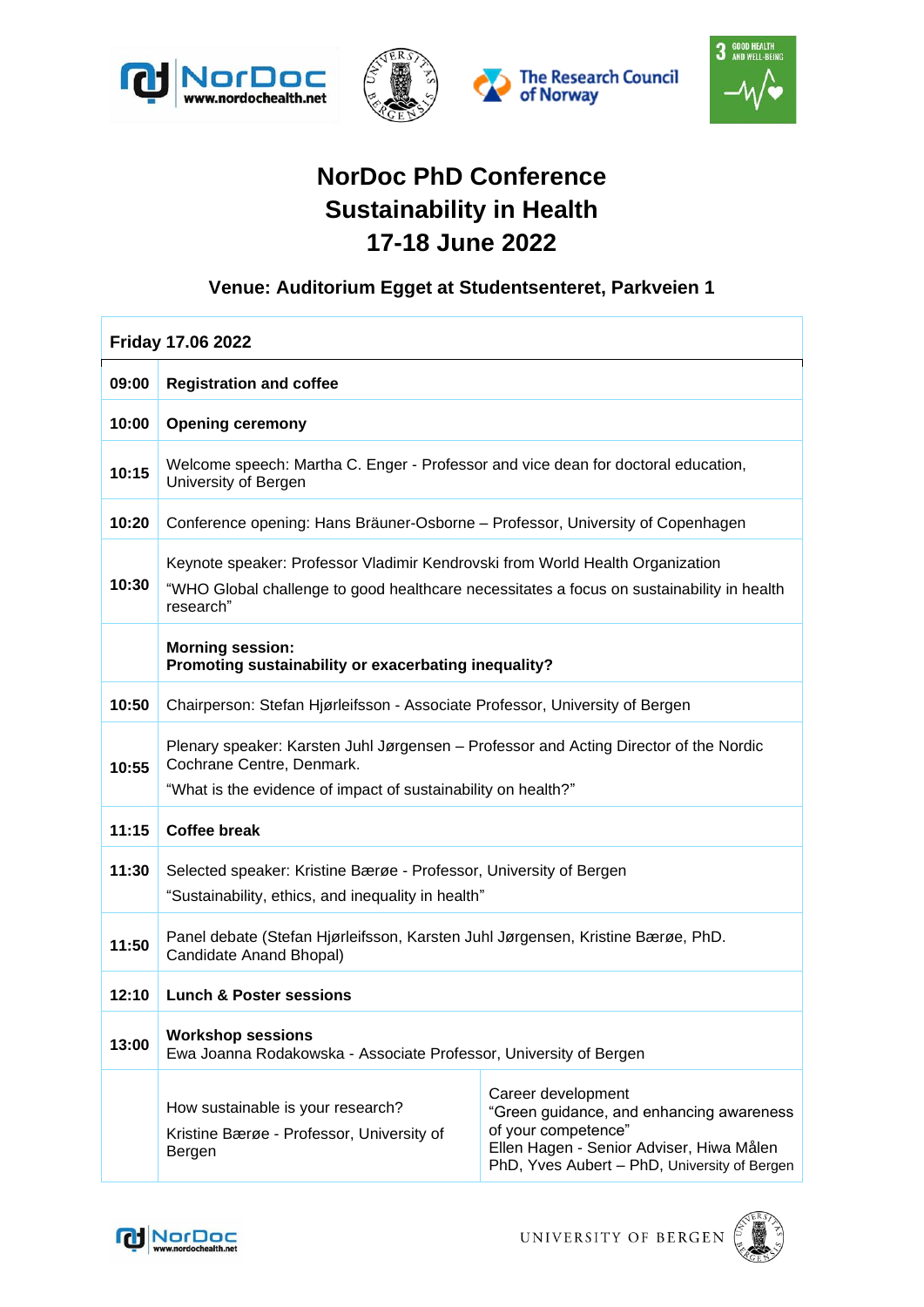# NorDoc PhD Conference
# Sustainability in Health
# 17-18 June 2022

### Venue: Auditorium Egget at Studentsenteret, Parkveien 1

| **Friday 17.06 2022** | | |
|---|---|---|
| **09:00** | **Registration and coffee** | |
| **10:00** | **Opening ceremony** | |
| **10:15** | Welcome speech: Martha C. Enger - Professor and vice dean for doctoral education, University of Bergen | |
| **10:20** | Conference opening: Hans Bräuner-Osborne – Professor, University of Copenhagen | |
| **10:30** | Keynote speaker: Professor Vladimir Kendrovski from World Health Organization<br>"WHO Global challenge to good healthcare necessitates a focus on sustainability in health research" | |
| | **Morning session:**<br>**Promoting sustainability or exacerbating inequality?** | |
| **10:50** | Chairperson: Stefan Hjørleifsson - Associate Professor, University of Bergen | |
| **10:55** | Plenary speaker: Karsten Juhl Jørgensen – Professor and Acting Director of the Nordic Cochrane Centre, Denmark.<br>"What is the evidence of impact of sustainability on health?" | |
| **11:15** | **Coffee break** | |
| **11:30** | Selected speaker: Kristine Bærøe - Professor, University of Bergen<br>"Sustainability, ethics, and inequality in health" | |
| **11:50** | Panel debate (Stefan Hjørleifsson, Karsten Juhl Jørgensen, Kristine Bærøe, PhD. Candidate Anand Bhopal) | |
| **12:10** | **Lunch & Poster sessions** | |
| **13:00** | **Workshop sessions**<br>Ewa Joanna Rodakowska - Associate Professor, University of Bergen | |
| | How sustainable is your research?<br>Kristine Bærøe - Professor, University of Bergen | Career development<br>"Green guidance, and enhancing awareness of your competence"<br>Ellen Hagen - Senior Adviser, Hiwa Målen PhD, Yves Aubert – PhD, University of Bergen |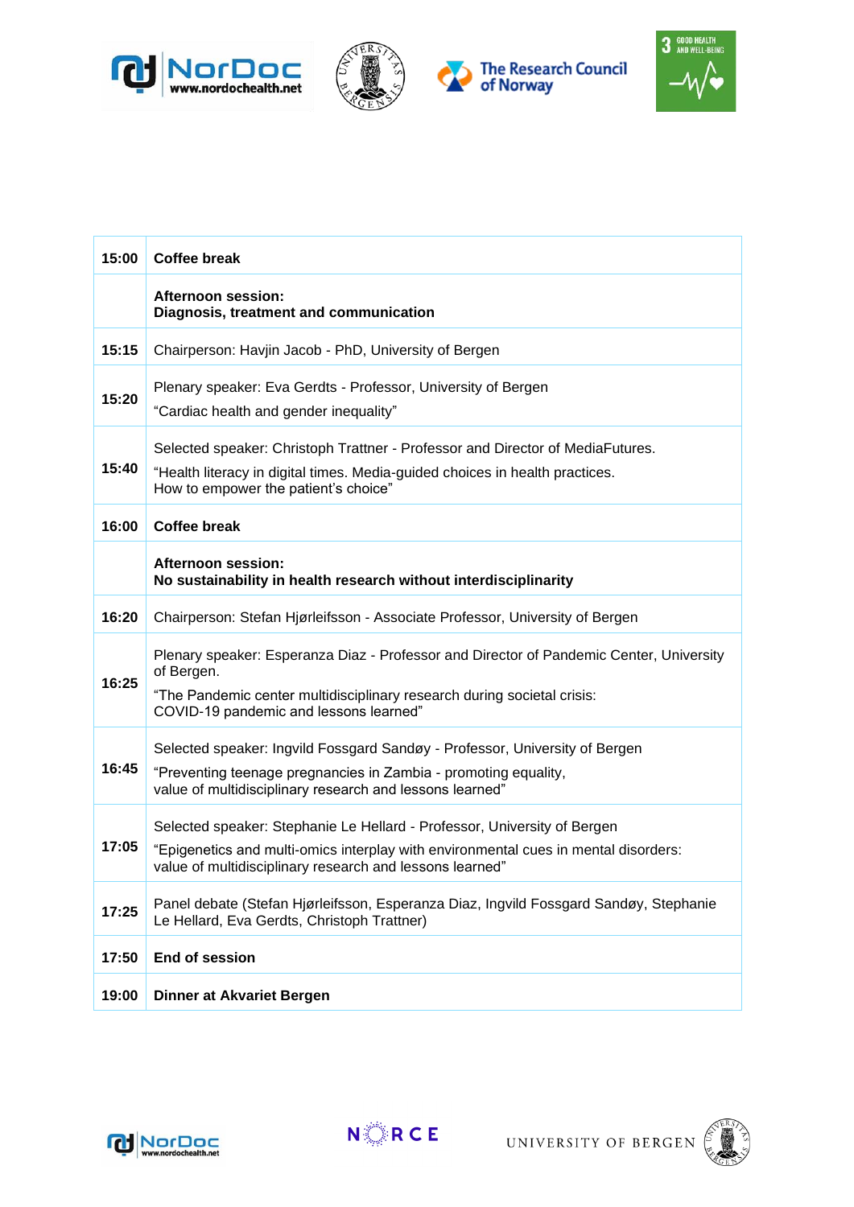| | |
|---|---|
| **15:00** | **Coffee break** |
| | **Afternoon session:**<br>**Diagnosis, treatment and communication** |
| **15:15** | Chairperson: Havjin Jacob - PhD, University of Bergen |
| **15:20** | Plenary speaker: Eva Gerdts - Professor, University of Bergen<br>"Cardiac health and gender inequality" |
| **15:40** | Selected speaker: Christoph Trattner - Professor and Director of MediaFutures.<br>"Health literacy in digital times. Media-guided choices in health practices. How to empower the patient's choice" |
| **16:00** | **Coffee break** |
| | **Afternoon session:**<br>**No sustainability in health research without interdisciplinarity** |
| **16:20** | Chairperson: Stefan Hjørleifsson - Associate Professor, University of Bergen |
| **16:25** | Plenary speaker: Esperanza Diaz - Professor and Director of Pandemic Center, University of Bergen.<br>"The Pandemic center multidisciplinary research during societal crisis: COVID-19 pandemic and lessons learned" |
| **16:45** | Selected speaker: Ingvild Fossgard Sandøy - Professor, University of Bergen<br>"Preventing teenage pregnancies in Zambia - promoting equality, value of multidisciplinary research and lessons learned" |
| **17:05** | Selected speaker: Stephanie Le Hellard - Professor, University of Bergen<br>"Epigenetics and multi-omics interplay with environmental cues in mental disorders: value of multidisciplinary research and lessons learned" |
| **17:25** | Panel debate (Stefan Hjørleifsson, Esperanza Diaz, Ingvild Fossgard Sandøy, Stephanie Le Hellard, Eva Gerdts, Christoph Trattner) |
| **17:50** | **End of session** |
| **19:00** | **Dinner at Akvariet Bergen** |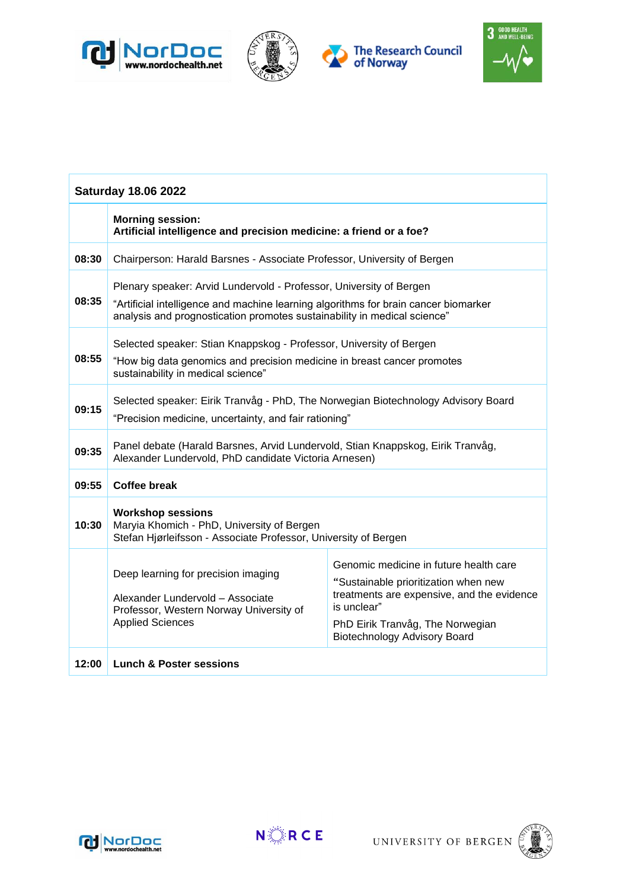| Saturday 18.06 2022 | | |
|---|---|---|
| | **Morning session:**<br>**Artificial intelligence and precision medicine: a friend or a foe?** | |
| **08:30** | Chairperson: Harald Barsnes - Associate Professor, University of Bergen | |
| **08:35** | Plenary speaker: Arvid Lundervold - Professor, University of Bergen<br>"Artificial intelligence and machine learning algorithms for brain cancer biomarker analysis and prognostication promotes sustainability in medical science" | |
| **08:55** | Selected speaker: Stian Knappskog - Professor, University of Bergen<br>"How big data genomics and precision medicine in breast cancer promotes sustainability in medical science" | |
| **09:15** | Selected speaker: Eirik Tranvåg - PhD, The Norwegian Biotechnology Advisory Board<br>"Precision medicine, uncertainty, and fair rationing" | |
| **09:35** | Panel debate (Harald Barsnes, Arvid Lundervold, Stian Knappskog, Eirik Tranvåg, Alexander Lundervold, PhD candidate Victoria Arnesen) | |
| **09:55** | **Coffee break** | |
| **10:30** | **Workshop sessions**<br>Maryia Khomich - PhD, University of Bergen<br>Stefan Hjørleifsson - Associate Professor, University of Bergen | |
| | Deep learning for precision imaging<br><br>Alexander Lundervold – Associate Professor, Western Norway University of Applied Sciences | Genomic medicine in future health care<br>"Sustainable prioritization when new treatments are expensive, and the evidence is unclear"<br>PhD Eirik Tranvåg, The Norwegian Biotechnology Advisory Board |
| **12:00** | **Lunch & Poster sessions** | |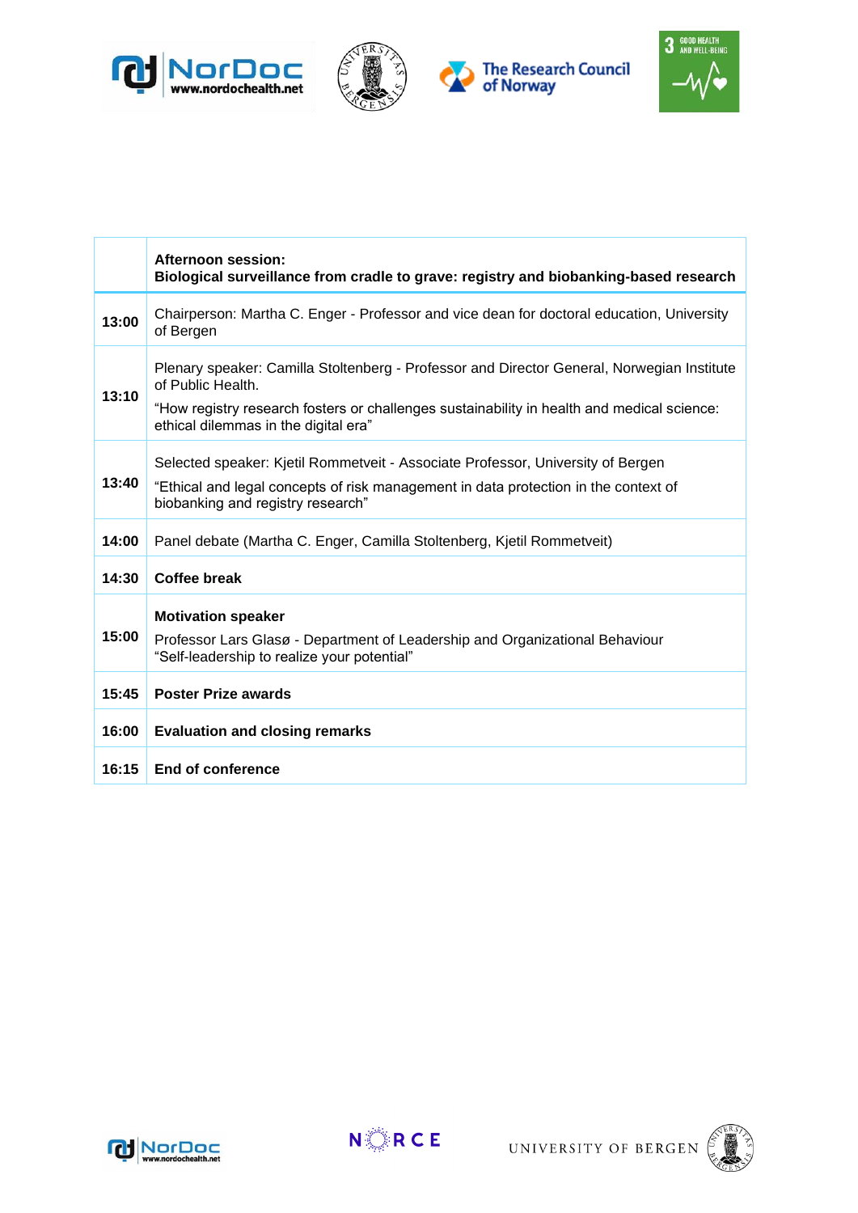| | **Afternoon session:**<br>**Biological surveillance from cradle to grave: registry and biobanking-based research** |
|---|---|
| **13:00** | Chairperson: Martha C. Enger - Professor and vice dean for doctoral education, University of Bergen |
| **13:10** | Plenary speaker: Camilla Stoltenberg - Professor and Director General, Norwegian Institute of Public Health.<br>"How registry research fosters or challenges sustainability in health and medical science: ethical dilemmas in the digital era" |
| **13:40** | Selected speaker: Kjetil Rommetveit - Associate Professor, University of Bergen<br>"Ethical and legal concepts of risk management in data protection in the context of biobanking and registry research" |
| **14:00** | Panel debate (Martha C. Enger, Camilla Stoltenberg, Kjetil Rommetveit) |
| **14:30** | **Coffee break** |
| **15:00** | **Motivation speaker**<br>Professor Lars Glasø - Department of Leadership and Organizational Behaviour<br>"Self-leadership to realize your potential" |
| **15:45** | **Poster Prize awards** |
| **16:00** | **Evaluation and closing remarks** |
| **16:15** | **End of conference** |